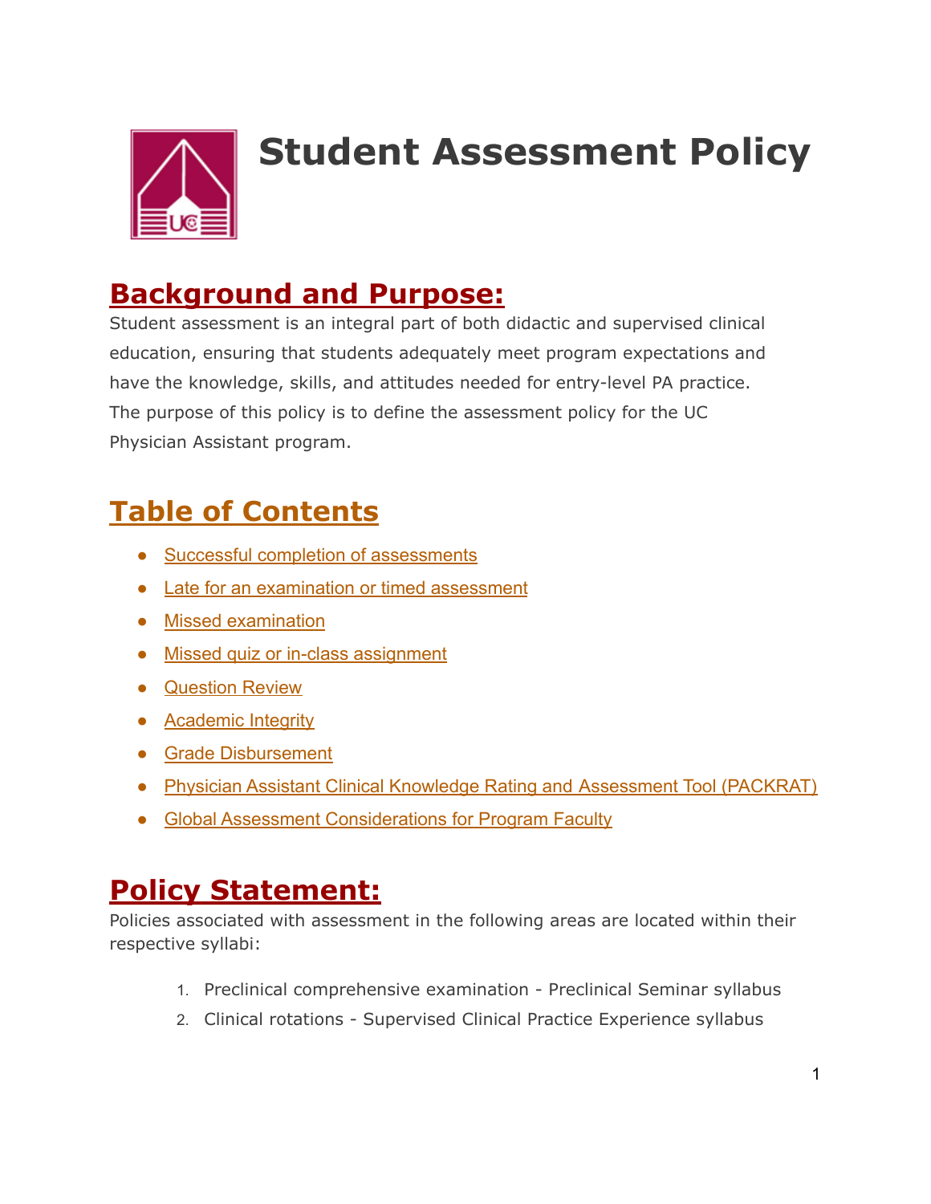# Student Assessment Policy

## Background and Purpose:

Student assessment is an integral part of both didactic and supervised clinical education, ensuring that students adequately meet program expectations and have the knowledge, skills, and attitudes needed for entry-level PA practice. The purpose of this policy is to define the assessment policy for the UC Physician Assistant program.

## Table of Contents

- Successful completion of assessments
- Late for an examination or timed assessment
- Missed examination
- Missed quiz or in-class assignment
- Question Review
- Academic Integrity
- Grade Disbursement
- Physician Assistant Clinical Knowledge Rating and Assessment Tool (PACKRAT)
- Global Assessment Considerations for Program Faculty

## Policy Statement:

Policies associated with assessment in the following areas are located within their respective syllabi:

1. Preclinical comprehensive examination - Preclinical Seminar syllabus
2. Clinical rotations - Supervised Clinical Practice Experience syllabus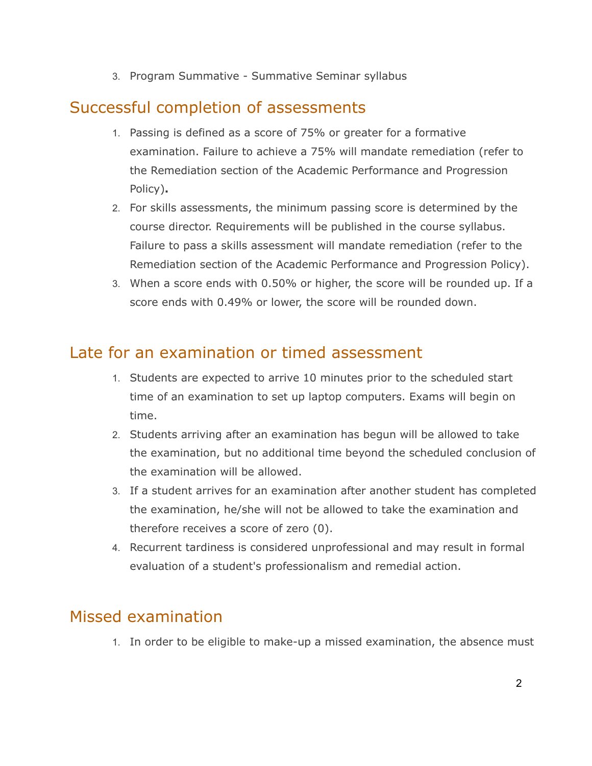3. Program Summative - Summative Seminar syllabus

## Successful completion of assessments

1. Passing is defined as a score of 75% or greater for a formative examination. Failure to achieve a 75% will mandate remediation (refer to the Remediation section of the Academic Performance and Progression Policy)**.**
2. For skills assessments, the minimum passing score is determined by the course director. Requirements will be published in the course syllabus. Failure to pass a skills assessment will mandate remediation (refer to the Remediation section of the Academic Performance and Progression Policy).
3. When a score ends with 0.50% or higher, the score will be rounded up. If a score ends with 0.49% or lower, the score will be rounded down.

## Late for an examination or timed assessment

1. Students are expected to arrive 10 minutes prior to the scheduled start time of an examination to set up laptop computers. Exams will begin on time.
2. Students arriving after an examination has begun will be allowed to take the examination, but no additional time beyond the scheduled conclusion of the examination will be allowed.
3. If a student arrives for an examination after another student has completed the examination, he/she will not be allowed to take the examination and therefore receives a score of zero (0).
4. Recurrent tardiness is considered unprofessional and may result in formal evaluation of a student's professionalism and remedial action.

## Missed examination

1. In order to be eligible to make-up a missed examination, the absence must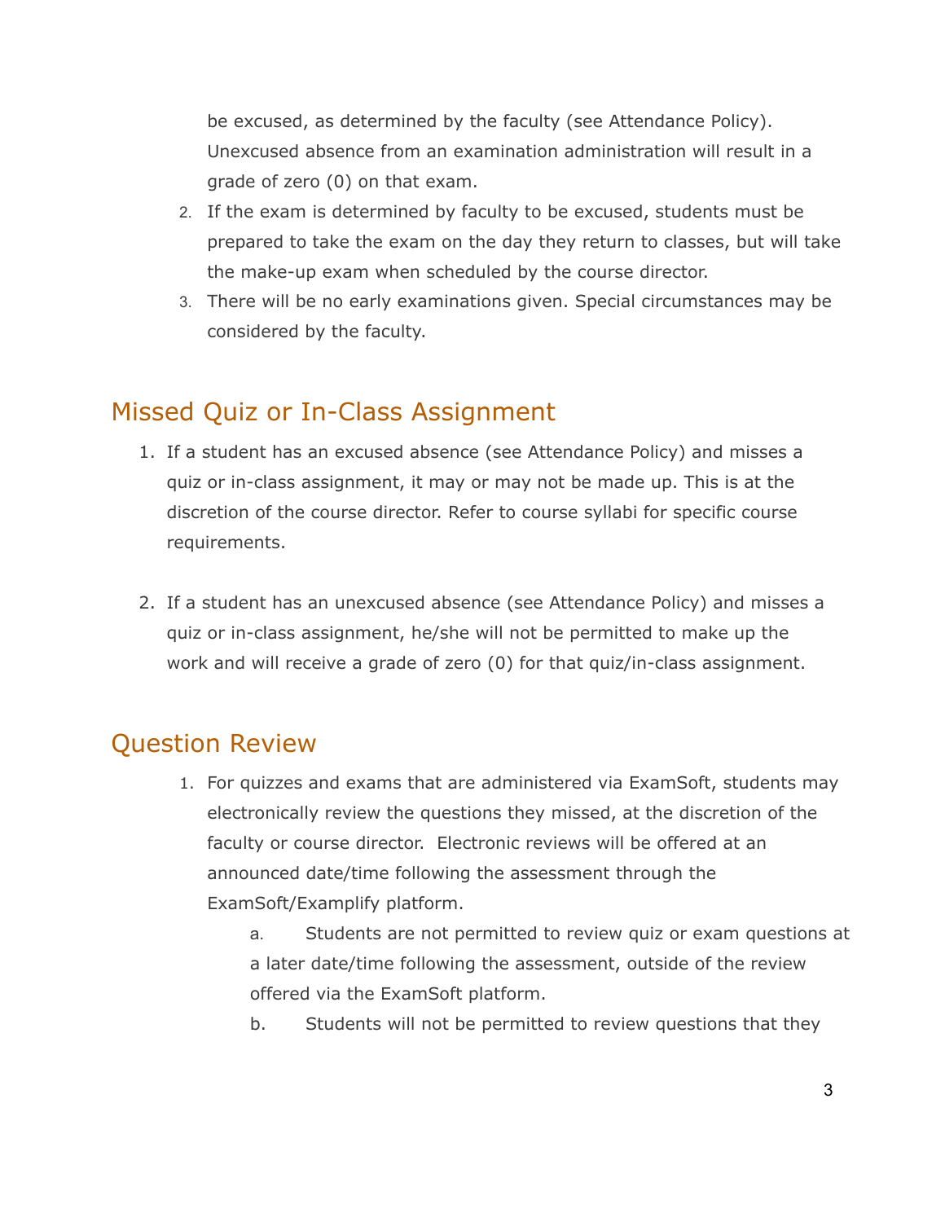be excused, as determined by the faculty (see Attendance Policy). Unexcused absence from an examination administration will result in a grade of zero (0) on that exam.

2. If the exam is determined by faculty to be excused, students must be prepared to take the exam on the day they return to classes, but will take the make-up exam when scheduled by the course director.
3. There will be no early examinations given. Special circumstances may be considered by the faculty.

## Missed Quiz or In-Class Assignment

1. If a student has an excused absence (see Attendance Policy) and misses a quiz or in-class assignment, it may or may not be made up. This is at the discretion of the course director. Refer to course syllabi for specific course requirements.

2. If a student has an unexcused absence (see Attendance Policy) and misses a quiz or in-class assignment, he/she will not be permitted to make up the work and will receive a grade of zero (0) for that quiz/in-class assignment.

## Question Review

1. For quizzes and exams that are administered via ExamSoft, students may electronically review the questions they missed, at the discretion of the faculty or course director. Electronic reviews will be offered at an announced date/time following the assessment through the ExamSoft/Examplify platform.
   a. Students are not permitted to review quiz or exam questions at a later date/time following the assessment, outside of the review offered via the ExamSoft platform.
   b. Students will not be permitted to review questions that they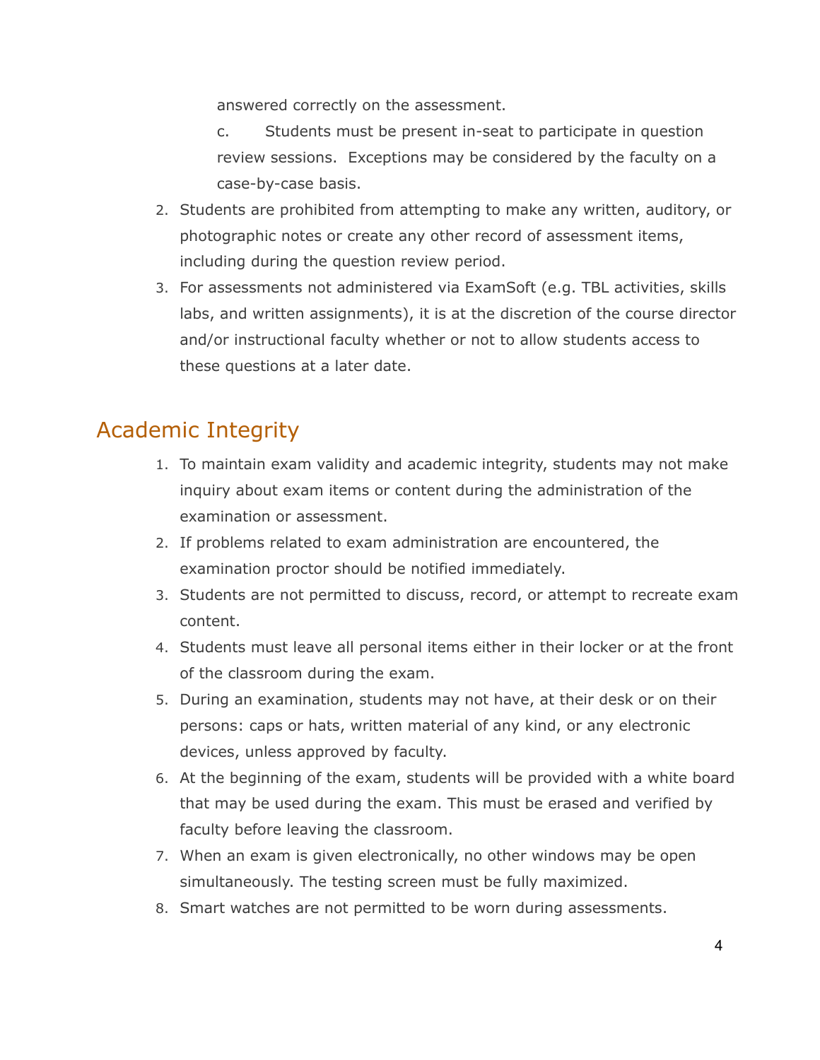answered correctly on the assessment.

c. Students must be present in-seat to participate in question review sessions. Exceptions may be considered by the faculty on a case-by-case basis.

2. Students are prohibited from attempting to make any written, auditory, or photographic notes or create any other record of assessment items, including during the question review period.
3. For assessments not administered via ExamSoft (e.g. TBL activities, skills labs, and written assignments), it is at the discretion of the course director and/or instructional faculty whether or not to allow students access to these questions at a later date.

## Academic Integrity

1. To maintain exam validity and academic integrity, students may not make inquiry about exam items or content during the administration of the examination or assessment.
2. If problems related to exam administration are encountered, the examination proctor should be notified immediately.
3. Students are not permitted to discuss, record, or attempt to recreate exam content.
4. Students must leave all personal items either in their locker or at the front of the classroom during the exam.
5. During an examination, students may not have, at their desk or on their persons: caps or hats, written material of any kind, or any electronic devices, unless approved by faculty.
6. At the beginning of the exam, students will be provided with a white board that may be used during the exam. This must be erased and verified by faculty before leaving the classroom.
7. When an exam is given electronically, no other windows may be open simultaneously. The testing screen must be fully maximized.
8. Smart watches are not permitted to be worn during assessments.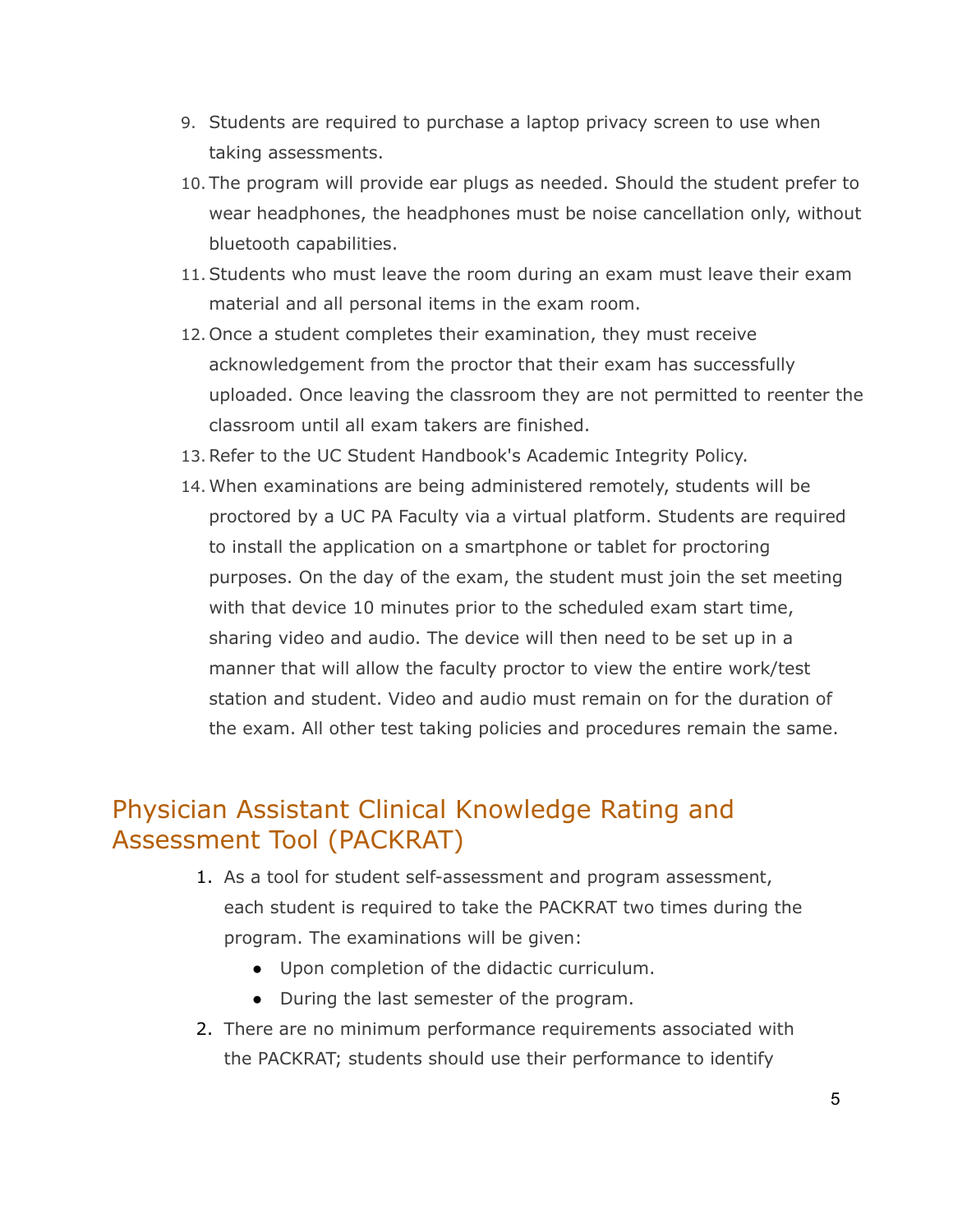9. Students are required to purchase a laptop privacy screen to use when taking assessments.
10. The program will provide ear plugs as needed. Should the student prefer to wear headphones, the headphones must be noise cancellation only, without bluetooth capabilities.
11. Students who must leave the room during an exam must leave their exam material and all personal items in the exam room.
12. Once a student completes their examination, they must receive acknowledgement from the proctor that their exam has successfully uploaded. Once leaving the classroom they are not permitted to reenter the classroom until all exam takers are finished.
13. Refer to the UC Student Handbook's Academic Integrity Policy.
14. When examinations are being administered remotely, students will be proctored by a UC PA Faculty via a virtual platform. Students are required to install the application on a smartphone or tablet for proctoring purposes. On the day of the exam, the student must join the set meeting with that device 10 minutes prior to the scheduled exam start time, sharing video and audio. The device will then need to be set up in a manner that will allow the faculty proctor to view the entire work/test station and student. Video and audio must remain on for the duration of the exam. All other test taking policies and procedures remain the same.

## Physician Assistant Clinical Knowledge Rating and Assessment Tool (PACKRAT)

1. As a tool for student self-assessment and program assessment, each student is required to take the PACKRAT two times during the program. The examinations will be given:
   - Upon completion of the didactic curriculum.
   - During the last semester of the program.
2. There are no minimum performance requirements associated with the PACKRAT; students should use their performance to identify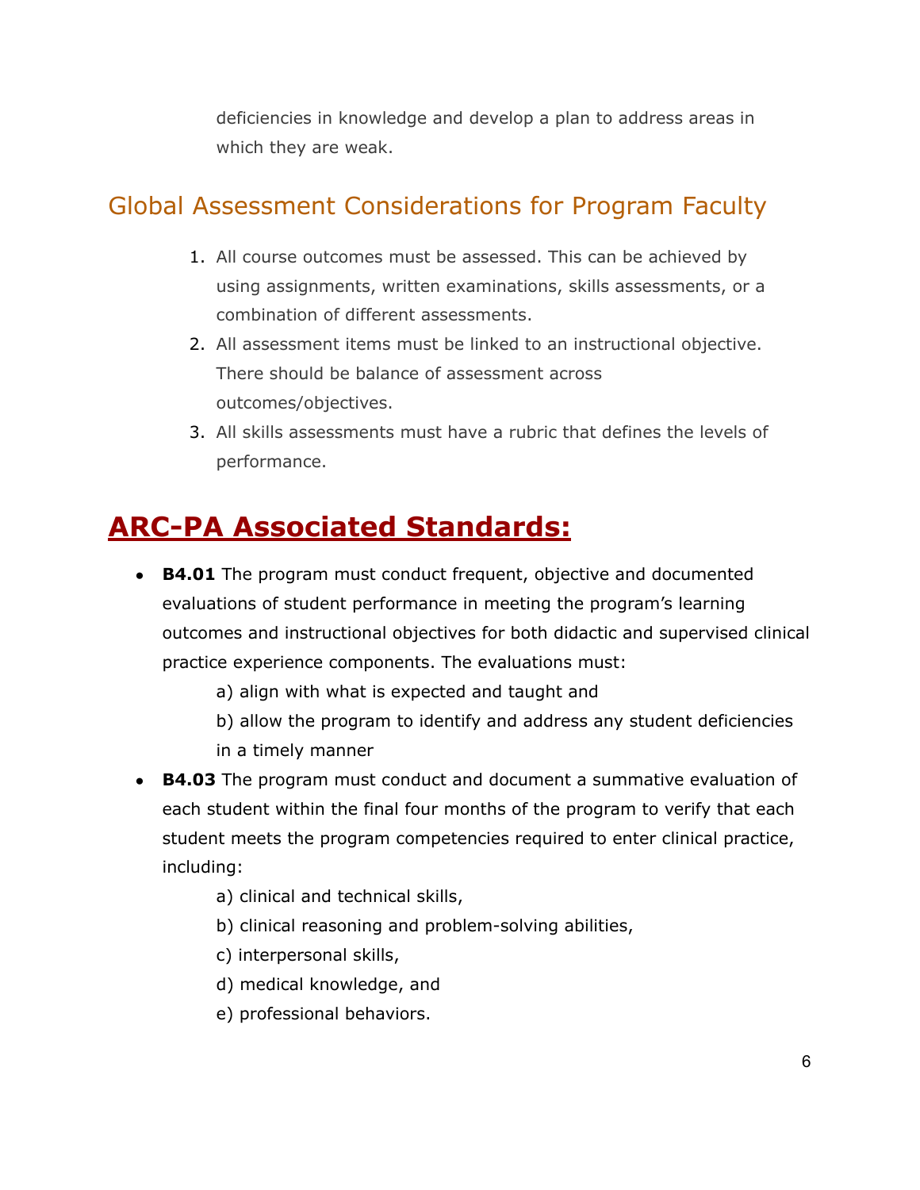deficiencies in knowledge and develop a plan to address areas in which they are weak.

## Global Assessment Considerations for Program Faculty

1. All course outcomes must be assessed. This can be achieved by using assignments, written examinations, skills assessments, or a combination of different assessments.
2. All assessment items must be linked to an instructional objective. There should be balance of assessment across outcomes/objectives.
3. All skills assessments must have a rubric that defines the levels of performance.

# ARC-PA Associated Standards:

- **B4.01** The program must conduct frequent, objective and documented evaluations of student performance in meeting the program's learning outcomes and instructional objectives for both didactic and supervised clinical practice experience components. The evaluations must:
  - a) align with what is expected and taught and
  - b) allow the program to identify and address any student deficiencies in a timely manner
- **B4.03** The program must conduct and document a summative evaluation of each student within the final four months of the program to verify that each student meets the program competencies required to enter clinical practice, including:
  - a) clinical and technical skills,
  - b) clinical reasoning and problem-solving abilities,
  - c) interpersonal skills,
  - d) medical knowledge, and
  - e) professional behaviors.